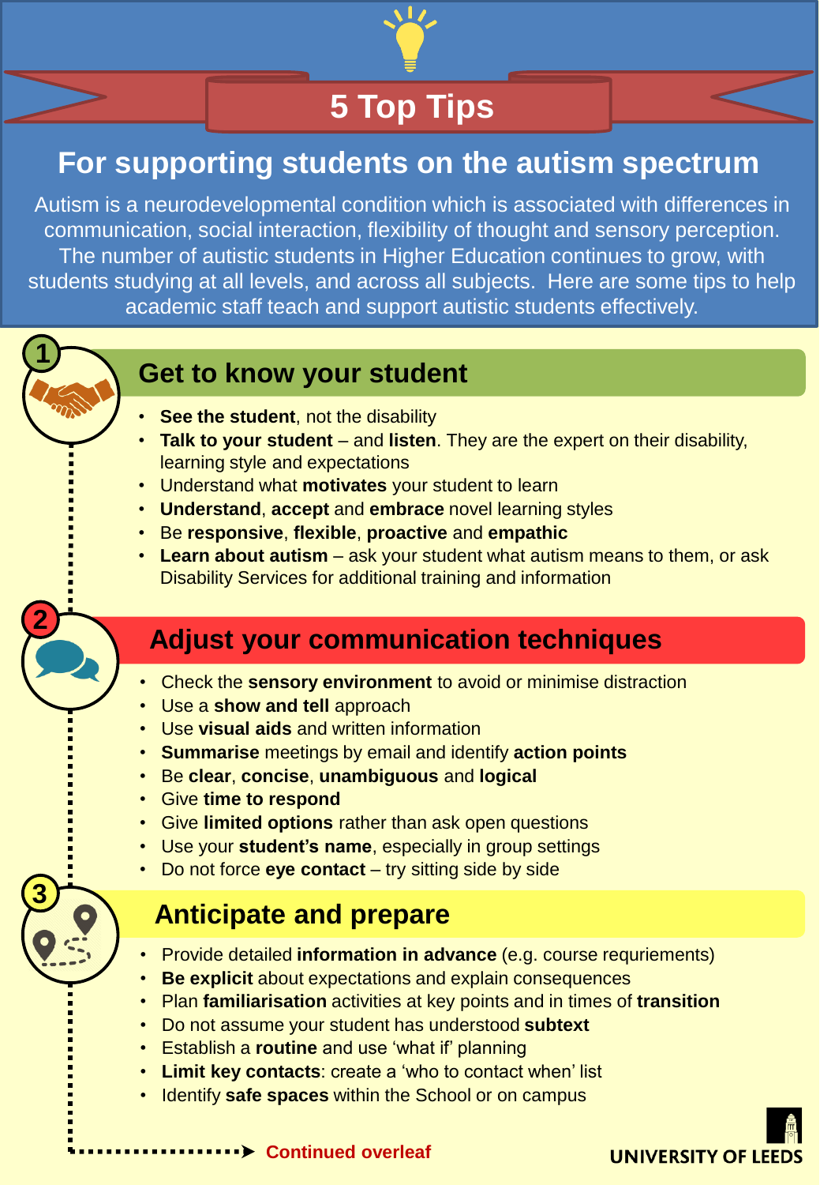# 5 Top Tips

## For supporting students on the autism spectrum

Autism is a neurodevelopmental condition which is associated with differences in communication, social interaction, flexibility of thought and sensory perception. The number of autistic students in Higher Education continues to grow, with students studying at all levels, and across all subjects. Here are some tips to help academic staff teach and support autistic students effectively.

### 1 Get to know your student

- **See the student**, not the disability
- **Talk to your student** – and **listen**. They are the expert on their disability, learning style and expectations
- Understand what **motivates** your student to learn
- **Understand**, **accept** and **embrace** novel learning styles
- Be **responsive**, **flexible**, **proactive** and **empathic**
- **Learn about autism** – ask your student what autism means to them, or ask Disability Services for additional training and information

### 2 Adjust your communication techniques

- Check the **sensory environment** to avoid or minimise distraction
- Use a **show and tell** approach
- Use **visual aids** and written information
- **Summarise** meetings by email and identify **action points**
- Be **clear**, **concise**, **unambiguous** and **logical**
- Give **time to respond**
- Give **limited options** rather than ask open questions
- Use your **student's name**, especially in group settings
- Do not force **eye contact** – try sitting side by side

### 3 Anticipate and prepare

- Provide detailed **information in advance** (e.g. course requriements)
- **Be explicit** about expectations and explain consequences
- Plan **familiarisation** activities at key points and in times of **transition**
- Do not assume your student has understood **subtext**
- Establish a **routine** and use 'what if' planning
- **Limit key contacts**: create a 'who to contact when' list
- Identify **safe spaces** within the School or on campus

Continued overleaf

UNIVERSITY OF LEEDS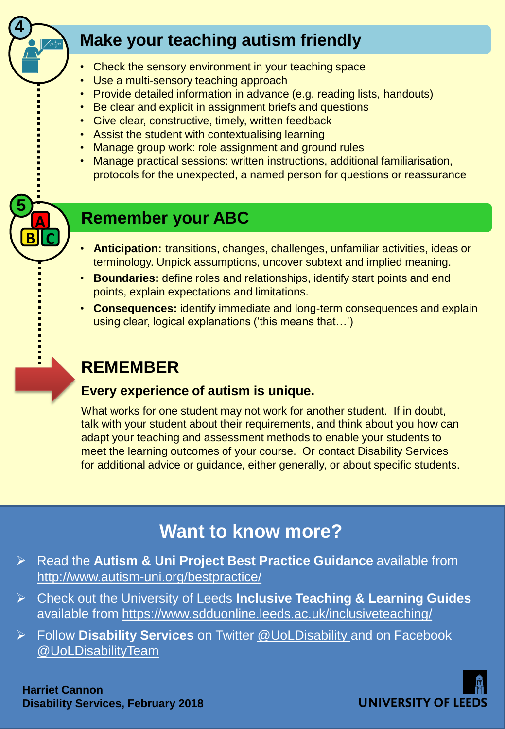## 4 Make your teaching autism friendly

- Check the sensory environment in your teaching space
- Use a multi-sensory teaching approach
- Provide detailed information in advance (e.g. reading lists, handouts)
- Be clear and explicit in assignment briefs and questions
- Give clear, constructive, timely, written feedback
- Assist the student with contextualising learning
- Manage group work: role assignment and ground rules
- Manage practical sessions: written instructions, additional familiarisation, protocols for the unexpected, a named person for questions or reassurance

## 5 Remember your ABC

- **Anticipation:** transitions, changes, challenges, unfamiliar activities, ideas or terminology. Unpick assumptions, uncover subtext and implied meaning.
- **Boundaries:** define roles and relationships, identify start points and end points, explain expectations and limitations.
- **Consequences:** identify immediate and long-term consequences and explain using clear, logical explanations ('this means that…')

## REMEMBER

### Every experience of autism is unique.

What works for one student may not work for another student. If in doubt, talk with your student about their requirements, and think about you how can adapt your teaching and assessment methods to enable your students to meet the learning outcomes of your course. Or contact Disability Services for additional advice or guidance, either generally, or about specific students.

## Want to know more?

- Read the **Autism & Uni Project Best Practice Guidance** available from http://www.autism-uni.org/bestpractice/
- Check out the University of Leeds **Inclusive Teaching & Learning Guides** available from https://www.sdduonline.leeds.ac.uk/inclusiveteaching/
- Follow **Disability Services** on Twitter @UoLDisability and on Facebook @UoLDisabilityTeam

**Harriet Cannon**
**Disability Services, February 2018**

UNIVERSITY OF LEEDS